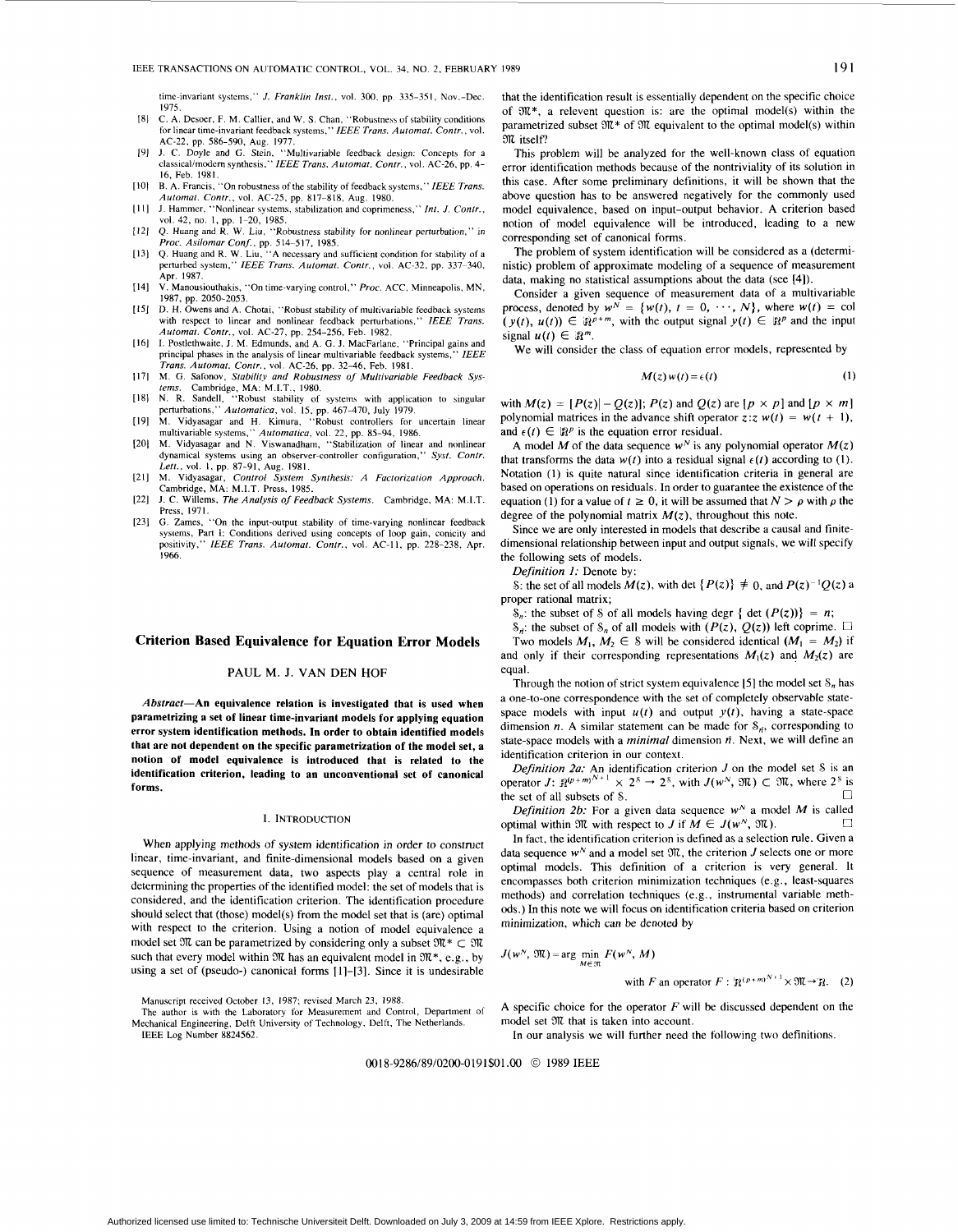time-invariant systems," *J. Franklin Inst.*, vol. 300. pp. 335-351, Nov.-Dec. 1975.

[8] C. A. Desoer, F. M. Callier, and W. S. Chan, "Robustness of stability conditions for linear time-invariant feedback systems," *IEEE Trans. Automat. Contr.*, vol. AC-22, pp. 586-590, Aug. 1977.

[9] J. C. Doyle and G. Stein, "Multivariable feedback design: Concepts for a classical/modern synthesis," *IEEE Trans. Automat. Contr.*, vol. AC-26, pp. 4-16, Feb. 1981.

[10] B. A. Francis, "On robustness of the stability of feedback systems," *IEEE Trans. Automat. Contr.*, vol. AC-25, pp. 817-818, Aug. 1980.

[11] J. Hammer, "Nonlinear systems, stabilization and coprimeness," *Int. J. Contr.*, vol. 42, no. 1, pp. 1-20, 1985.

[12] Q. Huang and R. W. Liu, "Robustness stability for nonlinear perturbation," in *Proc. Asilomar Conf.*, pp. 514-517, 1985.

[13] Q. Huang and R. W. Liu, "A necessary and sufficient condition for stability of a perturbed system," *IEEE Trans. Automat. Contr.*, vol. AC-32, pp. 337-340, Apr. 1987.

[14] V. Manousiouthakis, "On time-varying control," *Proc. ACC*, Minneapolis, MN, 1987, pp. 2050-2053.

[15] D. H. Owens and A. Chotai, "Robust stability of multivariable feedback systems with respect to linear and nonlinear feedback perturbations," *IEEE Trans. Automat. Contr.*, vol. AC-27, pp. 254-256, Feb. 1982.

[16] I. Postlethwaite, J. M. Edmunds, and A. G. J. MacFarlane, "Principal gains and principal phases in the analysis of linear multivariable feedback systems," *IEEE Trans. Automat. Contr.*, vol. AC-26, pp. 32-46, Feb. 1981.

[17] M. G. Safonov, *Stability and Robustness of Multivariable Feedback Systems*. Cambridge, MA: M.I.T., 1980.

[18] N. R. Sandell, "Robust stability of systems with application to singular perturbations," *Automatica*, vol. 15, pp. 467-470, July 1979.

[19] M. Vidyasagar and H. Kimura, "Robust controllers for uncertain linear multivariable systems," *Automatica*, vol. 22, pp. 85-94, 1986.

[20] M. Vidyasagar and N. Viswanadham, "Stabilization of linear and nonlinear dynamical systems using an observer-controller configuration," *Syst. Contr. Lett.*, vol. 1, pp. 87-91, Aug. 1981.

[21] M. Vidyasagar, *Control System Synthesis: A Factorization Approach*. Cambridge, MA: M.I.T. Press, 1985.

[22] J. C. Willems, *The Analysis of Feedback Systems*. Cambridge, MA: M.I.T. Press, 1971.

[23] G. Zames, "On the input-output stability of time-varying nonlinear feedback systems, Part I: Conditions derived using concepts of loop gain, conicity and positivity," *IEEE Trans. Automat. Contr.*, vol. AC-11, pp. 228-238, Apr. 1966.

# Criterion Based Equivalence for Equation Error Models

PAUL M. J. VAN DEN HOF

***Abstract*—An equivalence relation is investigated that is used when parametrizing a set of linear time-invariant models for applying equation error system identification methods. In order to obtain identified models that are not dependent on the specific parametrization of the model set, a notion of model equivalence is introduced that is related to the identification criterion, leading to an unconventional set of canonical forms.**

## I. Introduction

When applying methods of system identification in order to construct linear, time-invariant, and finite-dimensional models based on a given sequence of measurement data, two aspects play a central role in determining the properties of the identified model: the set of models that is considered, and the identification criterion. The identification procedure should select that (those) model(s) from the model set that is (are) optimal with respect to the criterion. Using a notion of model equivalence a model set $\mathfrak{M}$ can be parametrized by considering only a subset $\mathfrak{M}^* \subset \mathfrak{M}$ such that every model within $\mathfrak{M}$ has an equivalent model in $\mathfrak{M}^*$, e.g., by using a set of (pseudo-) canonical forms [1]-[3]. Since it is undesirable that the identification result is essentially dependent on the specific choice of $\mathfrak{M}^*$, a relevent question is: are the optimal model(s) within the parametrized subset $\mathfrak{M}^*$ of $\mathfrak{M}$ equivalent to the optimal model(s) within $\mathfrak{M}$ itself?

Manuscript received October 13, 1987; revised March 23, 1988.

The author is with the Laboratory for Measurement and Control, Department of Mechanical Engineering, Delft University of Technology, Delft, The Netherlands.

IEEE Log Number 8824562.

This problem will be analyzed for the well-known class of equation error identification methods because of the nontriviality of its solution in this case. After some preliminary definitions, it will be shown that the above question has to be answered negatively for the commonly used model equivalence, based on input-output behavior. A criterion based notion of model equivalence will be introduced, leading to a new corresponding set of canonical forms.

The problem of system identification will be considered as a (deterministic) problem of approximate modeling of a sequence of measurement data, making no statistical assumptions about the data (see [4]).

Consider a given sequence of measurement data of a multivariable process, denoted by $w^N = \{w(t), t = 0, \cdots, N\}$, where $w(t) = \text{col}(y(t), u(t)) \in \mathbb{R}^{p+m}$, with the output signal $y(t) \in \mathbb{R}^p$ and the input signal $u(t) \in \mathbb{R}^m$.

We will consider the class of equation error models, represented by

$$M(z)w(t) = \epsilon(t) \tag{1}$$

with $M(z) = [P(z)| - Q(z)]$; $P(z)$ and $Q(z)$ are $[p \times p]$ and $[p \times m]$ polynomial matrices in the advance shift operator $z: z\, w(t) = w(t+1)$, and $\epsilon(t) \in \mathbb{R}^p$ is the equation error residual.

A model $M$ of the data sequence $w^N$ is any polynomial operator $M(z)$ that transforms the data $w(t)$ into a residual signal $\epsilon(t)$ according to (1). Notation (1) is quite natural since identification criteria in general are based on operations on residuals. In order to guarantee the existence of the equation (1) for a value of $t \geq 0$, it will be assumed that $N > \rho$ with $\rho$ the degree of the polynomial matrix $M(z)$, throughout this note.

Since we are only interested in models that describe a causal and finite-dimensional relationship between input and output signals, we will specify the following sets of models.

*Definition 1:* Denote by:

$\mathcal{S}$: the set of all models $M(z)$, with $\det\{P(z)\} \not\equiv 0$, and $P(z)^{-1}Q(z)$ a proper rational matrix;

$\mathcal{S}_n$: the subset of $\mathcal{S}$ of all models having $\text{degr}\{\det(P(z))\} = n$;

$\mathcal{S}_{\bar{n}}$: the subset of $\mathcal{S}_n$ of all models with $(P(z), Q(z))$ left coprime. □

Two models $M_1, M_2 \in \mathcal{S}$ will be considered identical ($M_1 = M_2$) if and only if their corresponding representations $M_1(z)$ and $M_2(z)$ are equal.

Through the notion of strict system equivalence [5] the model set $\mathcal{S}_n$ has a one-to-one correspondence with the set of completely observable state-space models with input $u(t)$ and output $y(t)$, having a state-space dimension $n$. A similar statement can be made for $\mathcal{S}_{\bar{n}}$, corresponding to state-space models with a *minimal* dimension $\bar{n}$. Next, we will define an identification criterion in our context.

*Definition 2a:* An identification criterion $J$ on the model set $\mathcal{S}$ is an operator $J: \mathbb{R}^{(p+m)^{N+1}} \times 2^{\mathcal{S}} \rightarrow 2^{\mathcal{S}}$, with $J(w^N, \mathfrak{M}) \subset \mathfrak{M}$, where $2^{\mathcal{S}}$ is the set of all subsets of $\mathcal{S}$. □

*Definition 2b:* For a given data sequence $w^N$ a model $M$ is called optimal within $\mathfrak{M}$ with respect to $J$ if $M \in J(w^N, \mathfrak{M})$. □

In fact, the identification criterion is defined as a selection rule. Given a data sequence $w^N$ and a model set $\mathfrak{M}$, the criterion $J$ selects one or more optimal models. This definition of a criterion is very general. It encompasses both criterion minimization techniques (e.g., least-squares methods) and correlation techniques (e.g., instrumental variable methods.) In this note we will focus on identification criteria based on criterion minimization, which can be denoted by

$$J(w^N, \mathfrak{M}) = \arg\min_{M \in \mathfrak{M}} F(w^N, M)$$
$$\text{with } F \text{ an operator } F: \mathbb{R}^{(p+m)^{N+1}} \times \mathfrak{M} \rightarrow \mathbb{R}. \tag{2}$$

A specific choice for the operator $F$ will be discussed dependent on the model set $\mathfrak{M}$ that is taken into account.

In our analysis we will further need the following two definitions.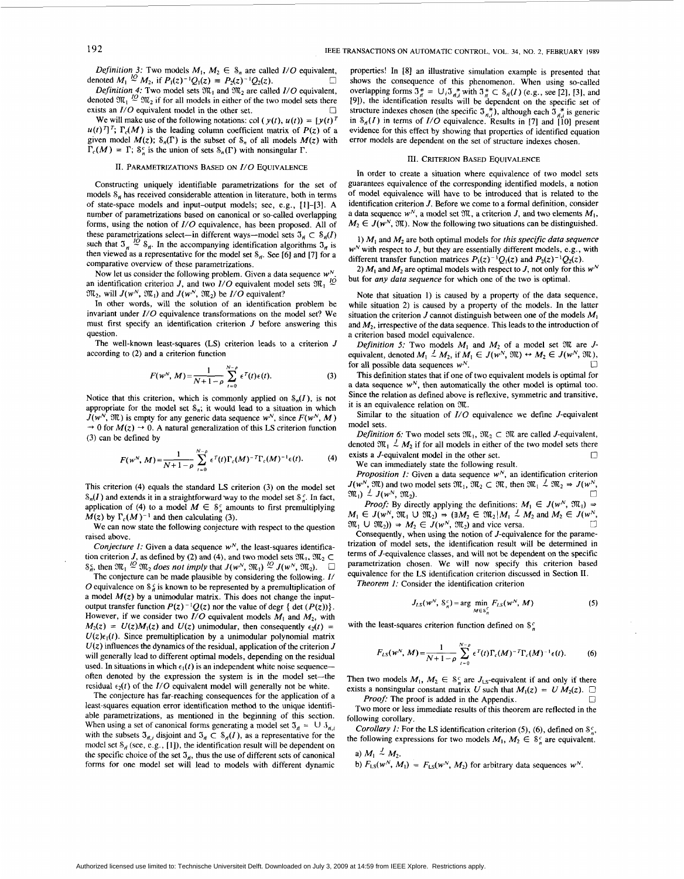*Definition 3:* Two models $M_1, M_2 \in \mathcal{S}_n$ are called *I/O* equivalent, denoted $M_1 \overset{IO}{\sim} M_2$, if $P_1(z)^{-1}Q_1(z) \equiv P_2(z)^{-1}Q_2(z)$. □

*Definition 4:* Two model sets $\mathfrak{M}_1$ and $\mathfrak{M}_2$ are called *I/O* equivalent, denoted $\mathfrak{M}_1 \overset{IO}{\sim} \mathfrak{M}_2$ if for all models in either of the two model sets there exists an *I/O* equivalent model in the other set. □

We will make use of the following notations: col $(y(t), u(t)) = [y(t)^T \; u(t)^T]^T$; $\Gamma_c(M)$ is the leading column coefficient matrix of $P(z)$ of a given model $M(z)$; $\mathcal{S}_n(\Gamma)$ is the subset of $\mathcal{S}_n$ of all models $M(z)$ with $\Gamma_c(M) = \Gamma$; $\mathcal{S}_n^c$ is the union of sets $\mathcal{S}_n(\Gamma)$ with nonsingular $\Gamma$.

## II. Parametrizations Based on I/O Equivalence

Constructing uniquely identifiable parametrizations for the set of models $\mathcal{S}_n$ has received considerable attention in literature, both in terms of state-space models and input-output models; see, e.g., [1]-[3]. A number of parametrizations based on canonical or so-called overlapping forms, using the notion of *I/O* equivalence, has been proposed. All of these parametrizations select—in different ways—model sets $\mathfrak{I}_n \subset \mathcal{S}_n(I)$ such that $\mathfrak{I}_n \overset{IO}{\sim} \mathcal{S}_n$. In the accompanying identification algorithms $\mathfrak{I}_n$ is then viewed as a representative for the model set $\mathcal{S}_n$. See [6] and [7] for a comparative overview of these parametrizations.

Now let us consider the following problem. Given a data sequence $w^N$, an identification criterion $J$, and two *I/O* equivalent model sets $\mathfrak{M}_1 \overset{IO}{\sim} \mathfrak{M}_2$, will $J(w^N, \mathfrak{M}_1)$ and $J(w^N, \mathfrak{M}_2)$ be *I/O* equivalent?

In other words, will the solution of an identification problem be invariant under *I/O* equivalence transformations on the model set? We must first specify an identification criterion $J$ before answering this question.

The well-known least-squares (LS) criterion leads to a criterion $J$ according to (2) and a criterion function

$$F(w^N, M) = \frac{1}{N+1-\rho} \sum_{t=0}^{N-\rho} \epsilon^T(t)\epsilon(t). \tag{3}$$

Notice that this criterion, which is commonly applied on $\mathcal{S}_n(I)$, is not appropriate for the model set $\mathcal{S}_n$; it would lead to a situation in which $J(w^N, \mathfrak{M})$ is empty for any generic data sequence $w^N$, since $F(w^N, M) \to 0$ for $M(z) \to 0$. A natural generalization of this LS criterion function (3) can be defined by

$$F(w^N, M) = \frac{1}{N+1-\rho} \sum_{t=0}^{N-\rho} \epsilon^T(t)\Gamma_c(M)^{-T}\Gamma_c(M)^{-1}\epsilon(t). \tag{4}$$

This criterion (4) equals the standard LS criterion (3) on the model set $\mathcal{S}_n(I)$ and extends it in a straightforward way to the model set $\mathcal{S}_n^c$. In fact, application of (4) to a model $M \in \mathcal{S}_n^c$ amounts to first premultiplying $M(z)$ by $\Gamma_c(M)^{-1}$ and then calculating (3).

We can now state the following conjecture with respect to the question raised above.

*Conjecture 1:* Given a data sequence $w^N$, the least-squares identification criterion $J$, as defined by (2) and (4), and two model sets $\mathfrak{M}_1, \mathfrak{M}_2 \subset \mathcal{S}_n^c$, then $\mathfrak{M}_1 \overset{IO}{\sim} \mathfrak{M}_2$ *does not imply* that $J(w^N, \mathfrak{M}_1) \overset{IO}{\sim} J(w^N, \mathfrak{M}_2)$. □

The conjecture can be made plausible by considering the following. *I/O* equivalence on $\mathcal{S}_n^c$ is known to be represented by a premultiplication of a model $M(z)$ by a unimodular matrix. This does not change the input-output transfer function $P(z)^{-1}Q(z)$ nor the value of degr $\{\det(P(z))\}$. However, if we consider two *I/O* equivalent models $M_1$ and $M_2$, with $M_2(z) = U(z)M_1(z)$ and $U(z)$ unimodular, then consequently $\epsilon_2(t) = U(z)\epsilon_1(t)$. Since premultiplication by a unimodular polynomial matrix $U(z)$ influences the dynamics of the residual, application of the criterion $J$ will generally lead to different optimal models, depending on the residual used. In situations in which $\epsilon_1(t)$ is an independent white noise sequence—often denoted by the expression the system is in the model set—the residual $\epsilon_2(t)$ of the *I/O* equivalent model will generally not be white.

The conjecture has far-reaching consequences for the application of a least-squares equation error identification method to the unique identifiable parametrizations, as mentioned in the beginning of this section. When using a set of canonical forms generating a model set $\mathfrak{I}_n = \cup \mathfrak{I}_{n,i}$ with the subsets $\mathfrak{I}_{n,i}$ disjoint and $\mathfrak{I}_n \subset \mathcal{S}_n(I)$, as a representative for the model set $\mathcal{S}_n$ (see, e.g., [1]), the identification result will be dependent on the specific choice of the set $\mathfrak{I}_n$, thus the use of different sets of canonical forms for one model set will lead to models with different dynamic properties! In [8] an illustrative simulation example is presented that shows the consequence of this phenomenon. When using so-called overlapping forms $\mathfrak{I}_n^* = \cup_i \mathfrak{I}_{n,i}^*$ with $\mathfrak{I}_n^* \subset \mathcal{S}_n(I)$ (e.g., see [2], [3], and [9]), the identification results will be dependent on the specific set of structure indexes chosen (the specific $\mathfrak{I}_{n,i}^*$), although each $\mathfrak{I}_{n,i}^*$ is generic in $\mathcal{S}_n(I)$ in terms of *I/O* equivalence. Results in [7] and [10] present evidence for this effect by showing that properties of identified equation error models are dependent on the set of structure indexes chosen.

## III. Criterion Based Equivalence

In order to create a situation where equivalence of two model sets guarantees equivalence of the corresponding identified models, a notion of model equivalence will have to be introduced that is related to the identification criterion $J$. Before we come to a formal definition, consider a data sequence $w^N$, a model set $\mathfrak{M}$, a criterion $J$, and two elements $M_1, M_2 \in J(w^N, \mathfrak{M})$. Now the following two situations can be distinguished.

1) $M_1$ and $M_2$ are both optimal models for *this specific data sequence* $w^N$ with respect to $J$, but they are essentially different models, e.g., with different transfer function matrices $P_1(z)^{-1}Q_1(z)$ and $P_2(z)^{-1}Q_2(z)$.

2) $M_1$ and $M_2$ are optimal models with respect to $J$, not only for this $w^N$ but for *any data sequence* for which one of the two is optimal.

Note that situation 1) is caused by a property of the data sequence, while situation 2) is caused by a property of the models. In the latter situation the criterion $J$ cannot distinguish between one of the models $M_1$ and $M_2$, irrespective of the data sequence. This leads to the introduction of a criterion based model equivalence.

*Definition 5:* Two models $M_1$ and $M_2$ of a model set $\mathfrak{M}$ are $J$-equivalent, denoted $M_1 \overset{J}{\sim} M_2$, if $M_1 \in J(w^N, \mathfrak{M}) \leftrightarrow M_2 \in J(w^N, \mathfrak{M})$, for all possible data sequences $w^N$. □

This definition states that if one of two equivalent models is optimal for a data sequence $w^N$, then automatically the other model is optimal too. Since the relation as defined above is reflexive, symmetric and transitive, it is an equivalence relation on $\mathfrak{M}$.

Similar to the situation of *I/O* equivalence we define $J$-equivalent model sets.

*Definition 6:* Two model sets $\mathfrak{M}_1, \mathfrak{M}_2 \subset \mathfrak{M}$ are called $J$-equivalent, denoted $\mathfrak{M}_1 \overset{J}{\sim} \mathfrak{M}_2$ if for all models in either of the two model sets there exists a $J$-equivalent model in the other set. □

We can immediately state the following result.

*Proposition 1:* Given a data sequence $w^N$, an identification criterion $J(w^N, \mathfrak{M})$ and two model sets $\mathfrak{M}_1, \mathfrak{M}_2 \subset \mathfrak{M}$, then $\mathfrak{M}_1 \overset{J}{\sim} \mathfrak{M}_2 \Rightarrow J(w^N, \mathfrak{M}_1) \overset{J}{\sim} J(w^N, \mathfrak{M}_2)$. □

*Proof:* By directly applying the definitions: $M_1 \in J(w^N, \mathfrak{M}_1) \Rightarrow M_1 \in J(w^N, \mathfrak{M}_1 \cup \mathfrak{M}_2) \Rightarrow (\exists M_2 \in \mathfrak{M}_2 | M_1 \overset{J}{\sim} M_2$ and $M_2 \in J(w^N, \mathfrak{M}_1 \cup \mathfrak{M}_2)) \Rightarrow M_2 \in J(w^N, \mathfrak{M}_2)$ and vice versa. □

Consequently, when using the notion of $J$-equivalence for the parametrization of model sets, the identification result will be determined in terms of $J$-equivalence classes, and will not be dependent on the specific parametrization chosen. We will now specify this criterion based equivalence for the LS identification criterion discussed in Section II.

*Theorem 1:* Consider the identification criterion

$$J_{LS}(w^N, \mathcal{S}_n^c) = \arg\min_{M \in \mathcal{S}_n^c} F_{LS}(w^N, M) \tag{5}$$

with the least-squares criterion function defined on $\mathcal{S}_n^c$

$$F_{LS}(w^N, M) = \frac{1}{N+1-\rho} \sum_{t=0}^{N-\rho} \epsilon^T(t)\Gamma_c(M)^{-T}\Gamma_c(M)^{-1}\epsilon(t). \tag{6}$$

Then two models $M_1, M_2 \in \mathcal{S}_n^c$ are $J_{LS}$-equivalent if and only if there exists a nonsingular constant matrix $U$ such that $M_1(z) = U M_2(z)$. □

*Proof:* The proof is added in the Appendix. □

Two more or less immediate results of this theorem are reflected in the following corollary.

*Corollary 1:* For the LS identification criterion (5), (6), defined on $\mathcal{S}_n^c$, the following expressions for two models $M_1, M_2 \in \mathcal{S}_n^c$ are equivalent.

a) $M_1 \overset{J}{\sim} M_2$.

b) $F_{LS}(w^N, M_1) = F_{LS}(w^N, M_2)$ for arbitrary data sequences $w^N$.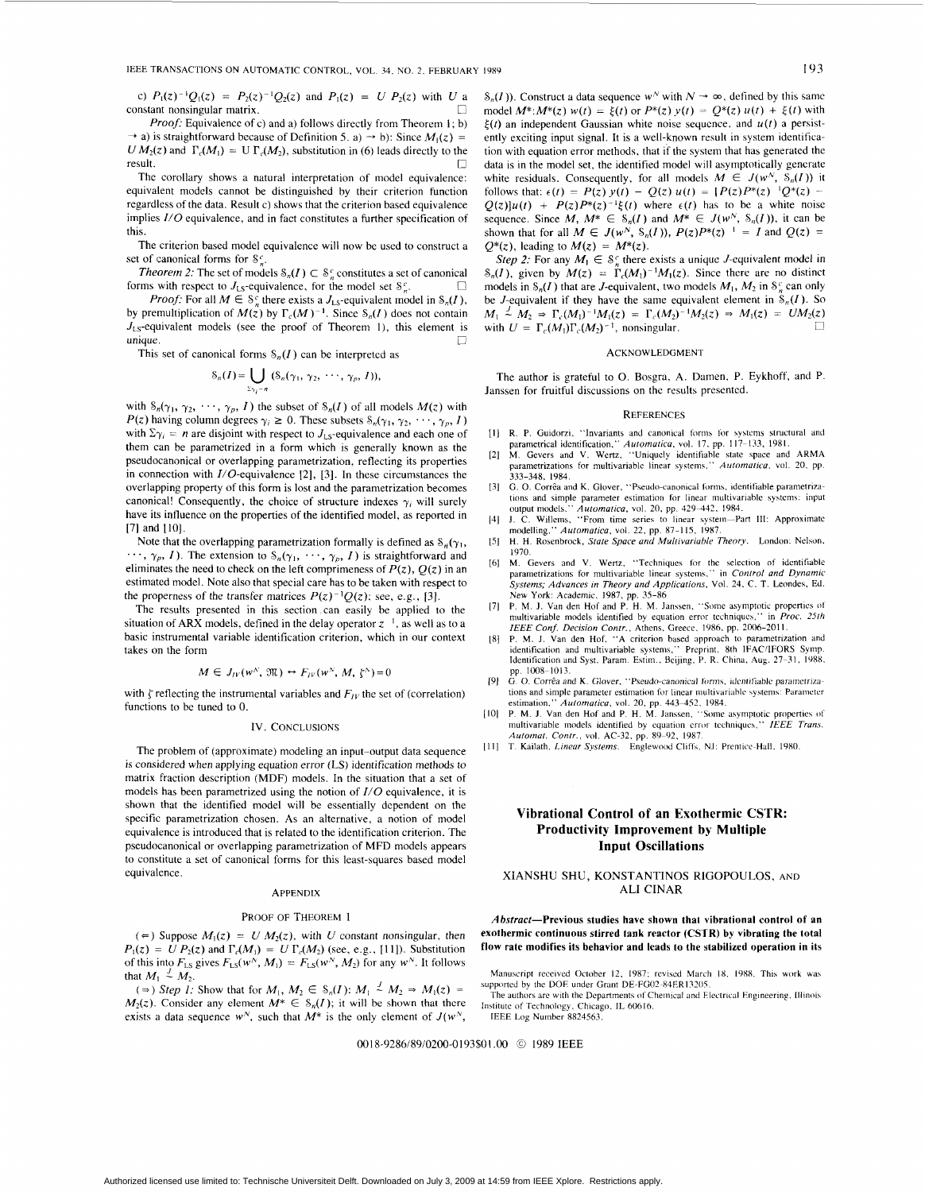c) $P_1(z)^{-1}Q_1(z) = P_2(z)^{-1}Q_2(z)$ and $P_1(z) = U\, P_2(z)$ with $U$ a constant nonsingular matrix. □

*Proof:* Equivalence of c) and a) follows directly from Theorem 1; b) → a) is straightforward because of Definition 5. a) → b): Since $M_1(z) = U\, M_2(z)$ and $\Gamma_c(M_1) = U\, \Gamma_c(M_2)$, substitution in (6) leads directly to the result. □

The corollary shows a natural interpretation of model equivalence: equivalent models cannot be distinguished by their criterion function regardless of the data. Result c) shows that the criterion based equivalence implies $I/O$ equivalence, and in fact constitutes a further specification of this.

The criterion based model equivalence will now be used to construct a set of canonical forms for $\mathbb{S}_n^c$.

*Theorem 2:* The set of models $\mathbb{S}_n(I) \subset \mathbb{S}_n^c$ constitutes a set of canonical forms with respect to $J_{LS}$-equivalence, for the model set $\mathbb{S}_n^c$. □

*Proof:* For all $M \in \mathbb{S}_n^c$ there exists a $J_{LS}$-equivalent model in $\mathbb{S}_n(I)$, by premultiplication of $M(z)$ by $\Gamma_c(M)^{-1}$. Since $\mathbb{S}_n(I)$ does not contain $J_{LS}$-equivalent models (see the proof of Theorem 1), this element is unique. □

This set of canonical forms $\mathbb{S}_n(I)$ can be interpreted as

$$\mathbb{S}_n(I) = \bigcup_{\Sigma\gamma_i = n} (\mathbb{S}_n(\gamma_1, \gamma_2, \cdots, \gamma_p, I)),$$

with $\mathbb{S}_n(\gamma_1, \gamma_2, \cdots, \gamma_p, I)$ the subset of $\mathbb{S}_n(I)$ of all models $M(z)$ with $P(z)$ having column degrees $\gamma_i \geq 0$. These subsets $\mathbb{S}_n(\gamma_1, \gamma_2, \cdots, \gamma_p, I)$ with $\Sigma\gamma_i = n$ are disjoint with respect to $J_{LS}$-equivalence and each one of them can be parametrized in a form which is generally known as the pseudocanonical or overlapping parametrization, reflecting its properties in connection with $I/O$-equivalence [2], [3]. In these circumstances the overlapping property of this form is lost and the parametrization becomes canonical! Consequently, the choice of structure indexes $\gamma_i$ will surely have its influence on the properties of the identified model, as reported in [7] and [10].

Note that the overlapping parametrization formally is defined as $\mathbb{S}_n(\gamma_1, \cdots, \gamma_p, I)$. The extension to $\mathbb{S}_n(\gamma_1, \cdots, \gamma_p, I)$ is straightforward and eliminates the need to check on the left comprimeness of $P(z)$, $Q(z)$ in an estimated model. Note also that special care has to be taken with respect to the properness of the transfer matrices $P(z)^{-1}Q(z)$: see, e.g., [3].

The results presented in this section can easily be applied to the situation of ARX models, defined in the delay operator $z^{-1}$, as well as to a basic instrumental variable identification criterion, which in our context takes on the form

$$M \in J_{IV}(w^N, \mathfrak{M}) \leftrightarrow F_{IV}(w^N, M, \zeta^N) = 0$$

with $\zeta$ reflecting the instrumental variables and $F_{IV}$ the set of (correlation) functions to be tuned to 0.

## IV. Conclusions

The problem of (approximate) modeling an input–output data sequence is considered when applying equation error (LS) identification methods to matrix fraction description (MFD) models. In the situation that a set of models has been parametrized using the notion of $I/O$ equivalence, it is shown that the identified model will be essentially dependent on the specific parametrization chosen. As an alternative, a notion of model equivalence is introduced that is related to the identification criterion. The pseudocanonical or overlapping parametrization of MFD models appears to constitute a set of canonical forms for this least-squares based model equivalence.

## Appendix

### Proof of Theorem 1

(⇐) Suppose $M_1(z) = U\, M_2(z)$, with $U$ constant nonsingular, then $P_1(z) = U\, P_2(z)$ and $\Gamma_c(M_1) = U\, \Gamma_c(M_2)$ (see, e.g., [11]). Substitution of this into $F_{LS}$ gives $F_{LS}(w^N, M_1) = F_{LS}(w^N, M_2)$ for any $w^N$. It follows that $M_1 \overset{J}{\sim} M_2$.

(⇒) *Step 1:* Show that for $M_1, M_2 \in \mathbb{S}_n(I)$: $M_1 \overset{J}{\sim} M_2 \Rightarrow M_1(z) = M_2(z)$. Consider any element $M^* \in \mathbb{S}_n(I)$; it will be shown that there exists a data sequence $w^N$, such that $M^*$ is the only element of $J(w^N, \mathbb{S}_n(I))$. Construct a data sequence $w^N$ with $N \to \infty$, defined by this same model $M^*$: $M^*(z)\, w(t) = \xi(t)$ or $P^*(z)\, y(t) = Q^*(z)\, u(t) + \xi(t)$ with $\xi(t)$ an independent Gaussian white noise sequence, and $u(t)$ a persistently exciting input signal. It is a well-known result in system identification with equation error methods, that if the system that has generated the data is in the model set, the identified model will asymptotically generate white residuals. Consequently, for all models $M \in J(w^N, \mathbb{S}_n(I))$ it follows that: $\epsilon(t) = P(z)\, y(t) - Q(z)\, u(t) = [P(z)P^*(z)^{-1}Q^*(z) - Q(z)]u(t) + P(z)P^*(z)^{-1}\xi(t)$ where $\epsilon(t)$ has to be a white noise sequence. Since $M, M^* \in \mathbb{S}_n(I)$ and $M^* \in J(w^N, \mathbb{S}_n(I))$, it can be shown that for all $M \in J(w^N, \mathbb{S}_n(I))$, $P(z)P^*(z)^{-1} = I$ and $Q(z) = Q^*(z)$, leading to $M(z) = M^*(z)$.

*Step 2:* For any $M_1 \in \mathbb{S}_n^c$ there exists a unique $J$-equivalent model in $\mathbb{S}_n(I)$, given by $M(z) = \Gamma_c(M_1)^{-1}M_1(z)$. Since there are no distinct models in $\mathbb{S}_n(I)$ that are $J$-equivalent, two models $M_1$, $M_2$ in $\mathbb{S}_n^c$ can only be $J$-equivalent if they have the same equivalent element in $\mathbb{S}_n(I)$. So $M_1 \overset{J}{\sim} M_2 \Rightarrow \Gamma_c(M_1)^{-1}M_1(z) = \Gamma_c(M_2)^{-1}M_2(z) \Rightarrow M_1(z) = UM_2(z)$ with $U = \Gamma_c(M_1)\Gamma_c(M_2)^{-1}$, nonsingular. □

## Acknowledgment

The author is grateful to O. Bosgra, A. Damen, P. Eykhoff, and P. Janssen for fruitful discussions on the results presented.

## References

[1] R. P. Guidorzi, "Invariants and canonical forms for systems structural and parametrical identification," *Automatica*, vol. 17, pp. 117–133, 1981.

[2] M. Gevers and V. Wertz, "Uniquely identifiable state space and ARMA parametrizations for multivariable linear systems," *Automatica*, vol. 20, pp. 333–348, 1984.

[3] G. O. Corrêa and K. Glover, "Pseudo-canonical forms, identifiable parametrizations and simple parameter estimation for linear multivariable systems: input output models," *Automatica*, vol. 20, pp. 429–442, 1984.

[4] J. C. Willems, "From time series to linear system—Part III: Approximate modelling," *Automatica*, vol. 22, pp. 87–115, 1987.

[5] H. H. Rosenbrock, *State Space and Multivariable Theory*. London: Nelson, 1970.

[6] M. Gevers and V. Wertz, "Techniques for the selection of identifiable parametrizations for multivariable linear systems," in *Control and Dynamic Systems; Advances in Theory and Applications*, Vol. 24, C. T. Leondes, Ed. New York: Academic, 1987, pp. 35–86.

[7] P. M. J. Van den Hof and P. H. M. Janssen, "Some asymptotic properties of multivariable models identified by equation error techniques," in *Proc. 25th IEEE Conf. Decision Contr.*, Athens, Greece, 1986, pp. 2006–2011.

[8] P. M. J. Van den Hof, "A criterion based approach to parametrization and identification and multivariable systems," Preprint. 8th IFAC/IFORS Symp. Identification and Syst. Param. Estim., Beijing, P. R. China, Aug. 27–31, 1988, pp. 1008–1013.

[9] G. O. Corrêa and K. Glover, "Pseudo-canonical forms, identifiable parametrizations and simple parameter estimation for linear multivariable systems: Parameter estimation," *Automatica*, vol. 20, pp. 443–452, 1984.

[10] P. M. J. Van den Hof and P. H. M. Janssen, "Some asymptotic properties of multivariable models identified by equation error techniques," *IEEE Trans. Automat. Contr.*, vol. AC-32, pp. 89–92, 1987.

[11] T. Kailath, *Linear Systems*. Englewood Cliffs, NJ: Prentice-Hall, 1980.

# Vibrational Control of an Exothermic CSTR: Productivity Improvement by Multiple Input Oscillations

XIANSHU SHU, KONSTANTINOS RIGOPOULOS, AND ALI CINAR

***Abstract*—Previous studies have shown that vibrational control of an exothermic continuous stirred tank reactor (CSTR) by vibrating the total flow rate modifies its behavior and leads to the stabilized operation in its**

Manuscript received October 12, 1987; revised March 18, 1988. This work was supported by the DOE under Grant DE-FG02-84ER13205.

The authors are with the Departments of Chemical and Electrical Engineering, Illinois Institute of Technology, Chicago, IL 60616.

IEEE Log Number 8824563.